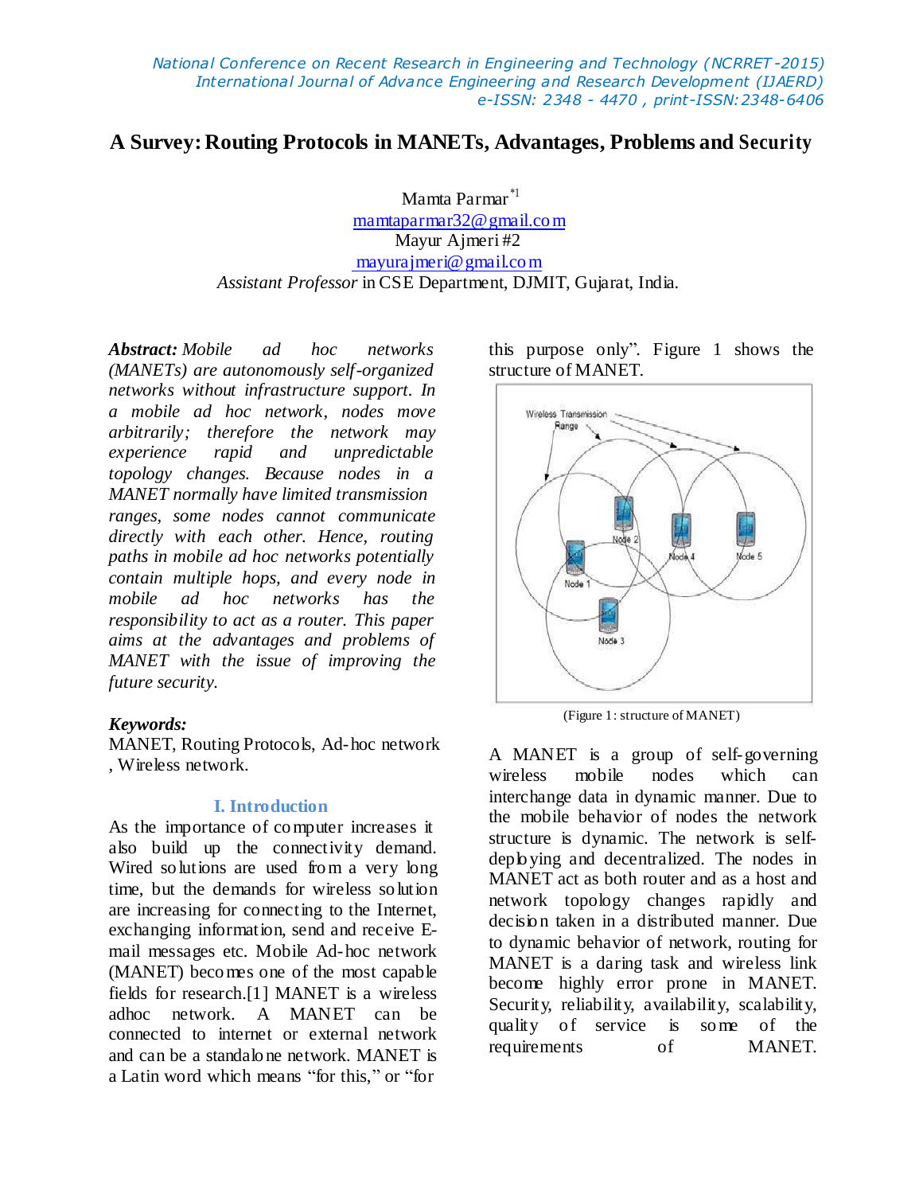# A Survey: Routing Protocols in MANETs, Advantages, Problems and Security

Mamta Parmar[*1]
mamtaparmar32@gmail.com
Mayur Ajmeri #2
mayurajmeri@gmail.com
*Assistant Professor* in CSE Department, DJMIT, Gujarat, India.

***Abstract:*** *Mobile ad hoc networks (MANETs) are autonomously self-organized networks without infrastructure support. In a mobile ad hoc network, nodes move arbitrarily; therefore the network may experience rapid and unpredictable topology changes. Because nodes in a MANET normally have limited transmission ranges, some nodes cannot communicate directly with each other. Hence, routing paths in mobile ad hoc networks potentially contain multiple hops, and every node in mobile ad hoc networks has the responsibility to act as a router. This paper aims at the advantages and problems of MANET with the issue of improving the future security.*

***Keywords:***
MANET, Routing Protocols, Ad-hoc network , Wireless network.

## I. Introduction

As the importance of computer increases it also build up the connectivity demand. Wired solutions are used from a very long time, but the demands for wireless solution are increasing for connecting to the Internet, exchanging information, send and receive E-mail messages etc. Mobile Ad-hoc network (MANET) becomes one of the most capable fields for research.[1] MANET is a wireless adhoc network. A MANET can be connected to internet or external network and can be a standalone network. MANET is a Latin word which means "for this," or "for this purpose only". Figure 1 shows the structure of MANET.

(Figure 1: structure of MANET)

A MANET is a group of self-governing wireless mobile nodes which can interchange data in dynamic manner. Due to the mobile behavior of nodes the network structure is dynamic. The network is self-deploying and decentralized. The nodes in MANET act as both router and as a host and network topology changes rapidly and decision taken in a distributed manner. Due to dynamic behavior of network, routing for MANET is a daring task and wireless link become highly error prone in MANET. Security, reliability, availability, scalability, quality of service is some of the requirements of MANET.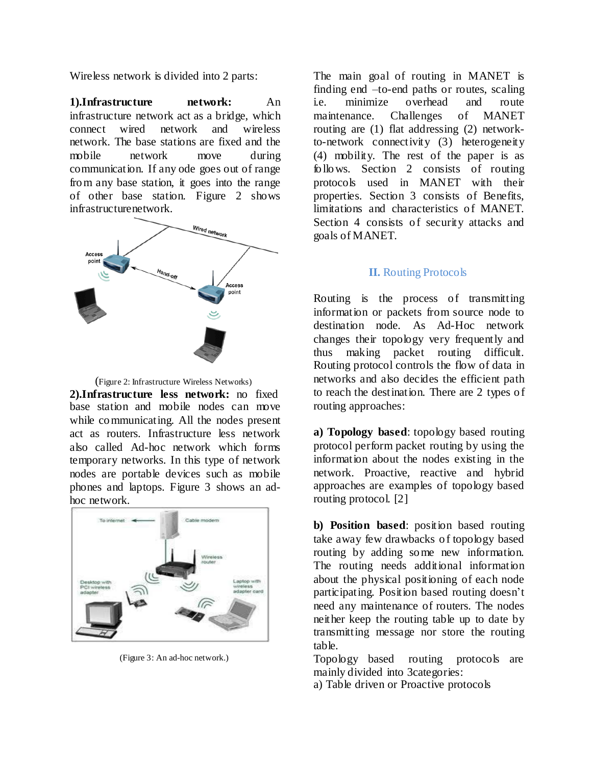Wireless network is divided into 2 parts:

**1).Infrastructure network:** An infrastructure network act as a bridge, which connect wired network and wireless network. The base stations are fixed and the mobile network move during communication. If any ode goes out of range from any base station, it goes into the range of other base station. Figure 2 shows infrastructurenetwork.

(Figure 2: Infrastructure Wireless Networks)

**2).Infrastructure less network:** no fixed base station and mobile nodes can move while communicating. All the nodes present act as routers. Infrastructure less network also called Ad-hoc network which forms temporary networks. In this type of network nodes are portable devices such as mobile phones and laptops. Figure 3 shows an ad-hoc network.

(Figure 3: An ad-hoc network.)

The main goal of routing in MANET is finding end –to-end paths or routes, scaling i.e. minimize overhead and route maintenance. Challenges of MANET routing are (1) flat addressing (2) network-to-network connectivity (3) heterogeneity (4) mobility. The rest of the paper is as follows. Section 2 consists of routing protocols used in MANET with their properties. Section 3 consists of Benefits, limitations and characteristics of MANET. Section 4 consists of security attacks and goals of MANET.

## II. Routing Protocols

Routing is the process of transmitting information or packets from source node to destination node. As Ad-Hoc network changes their topology very frequently and thus making packet routing difficult. Routing protocol controls the flow of data in networks and also decides the efficient path to reach the destination. There are 2 types of routing approaches:

**a) Topology based**: topology based routing protocol perform packet routing by using the information about the nodes existing in the network. Proactive, reactive and hybrid approaches are examples of topology based routing protocol. [2]

**b) Position based**: position based routing take away few drawbacks of topology based routing by adding some new information. The routing needs additional information about the physical positioning of each node participating. Position based routing doesn't need any maintenance of routers. The nodes neither keep the routing table up to date by transmitting message nor store the routing table.

Topology based routing protocols are mainly divided into 3categories:

a) Table driven or Proactive protocols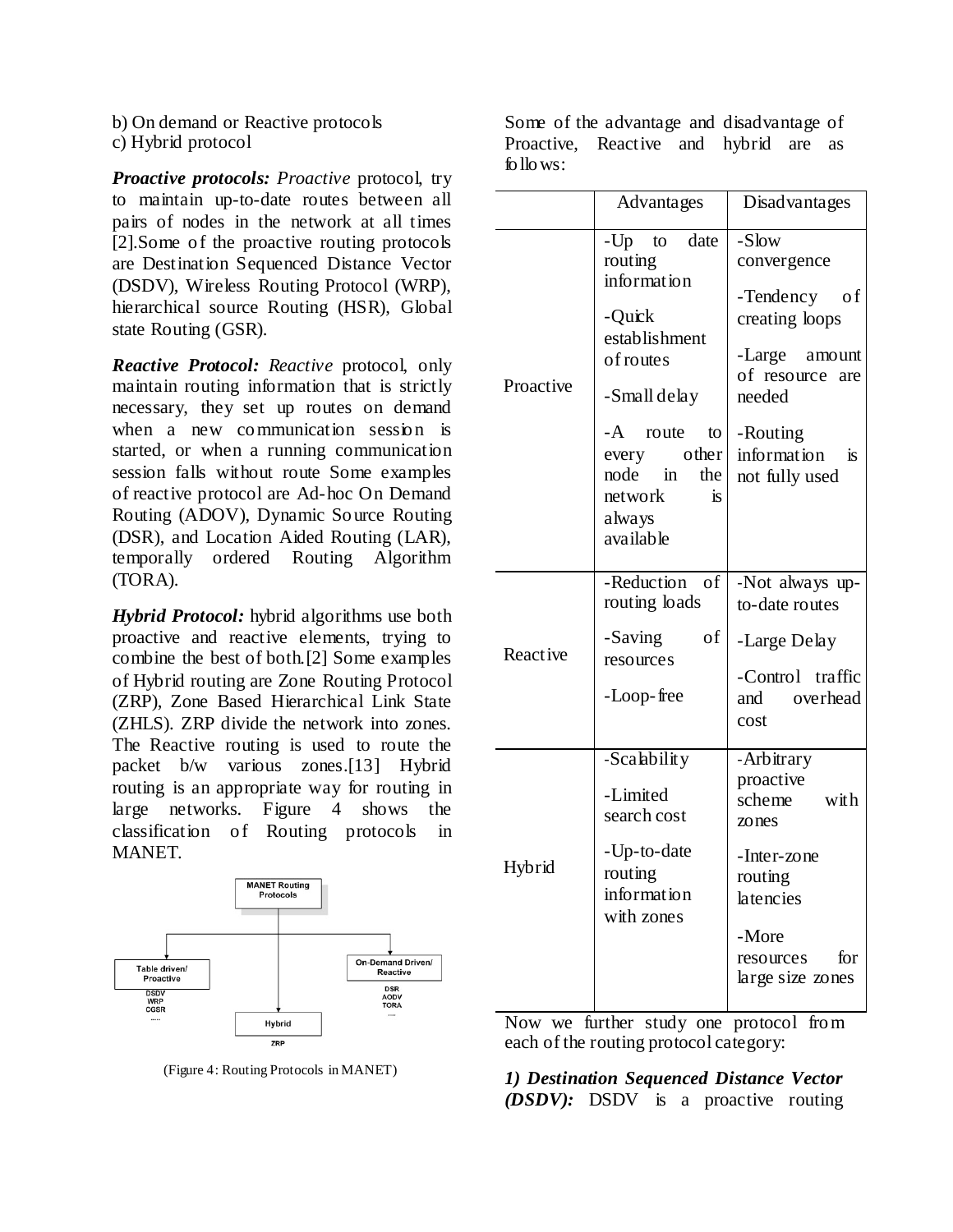b) On demand or Reactive protocols
c) Hybrid protocol

***Proactive protocols:*** *Proactive* protocol, try to maintain up-to-date routes between all pairs of nodes in the network at all times [2].Some of the proactive routing protocols are Destination Sequenced Distance Vector (DSDV), Wireless Routing Protocol (WRP), hierarchical source Routing (HSR), Global state Routing (GSR).

***Reactive Protocol:*** *Reactive* protocol, only maintain routing information that is strictly necessary, they set up routes on demand when a new communication session is started, or when a running communication session falls without route Some examples of reactive protocol are Ad-hoc On Demand Routing (ADOV), Dynamic Source Routing (DSR), and Location Aided Routing (LAR), temporally ordered Routing Algorithm (TORA).

***Hybrid Protocol:*** hybrid algorithms use both proactive and reactive elements, trying to combine the best of both.[2] Some examples of Hybrid routing are Zone Routing Protocol (ZRP), Zone Based Hierarchical Link State (ZHLS). ZRP divide the network into zones. The Reactive routing is used to route the packet b/w various zones.[13] Hybrid routing is an appropriate way for routing in large networks. Figure 4 shows the classification of Routing protocols in MANET.

MANET Routing Protocols

Table driven/ Proactive: DSDV, WRP, CGSR, ....

On-Demand Driven/ Reactive: DSR, AODV, TORA, ....

Hybrid: ZRP

(Figure 4: Routing Protocols in MANET)

Some of the advantage and disadvantage of Proactive, Reactive and hybrid are as follows:

| | Advantages | Disadvantages |
|---|---|---|
| Proactive | -Up to date routing information<br>-Quick establishment of routes<br>-Small delay<br>-A route to every other node in the network is always available | -Slow convergence<br>-Tendency of creating loops<br>-Large amount of resource are needed<br>-Routing information is not fully used |
| Reactive | -Reduction of routing loads<br>-Saving of resources<br>-Loop-free | -Not always up-to-date routes<br>-Large Delay<br>-Control traffic and overhead cost |
| Hybrid | -Scalability<br>-Limited search cost<br>-Up-to-date routing information with zones | -Arbitrary proactive scheme with zones<br>-Inter-zone routing latencies<br>-More resources for large size zones |

Now we further study one protocol from each of the routing protocol category:

***1) Destination Sequenced Distance Vector (DSDV):*** DSDV is a proactive routing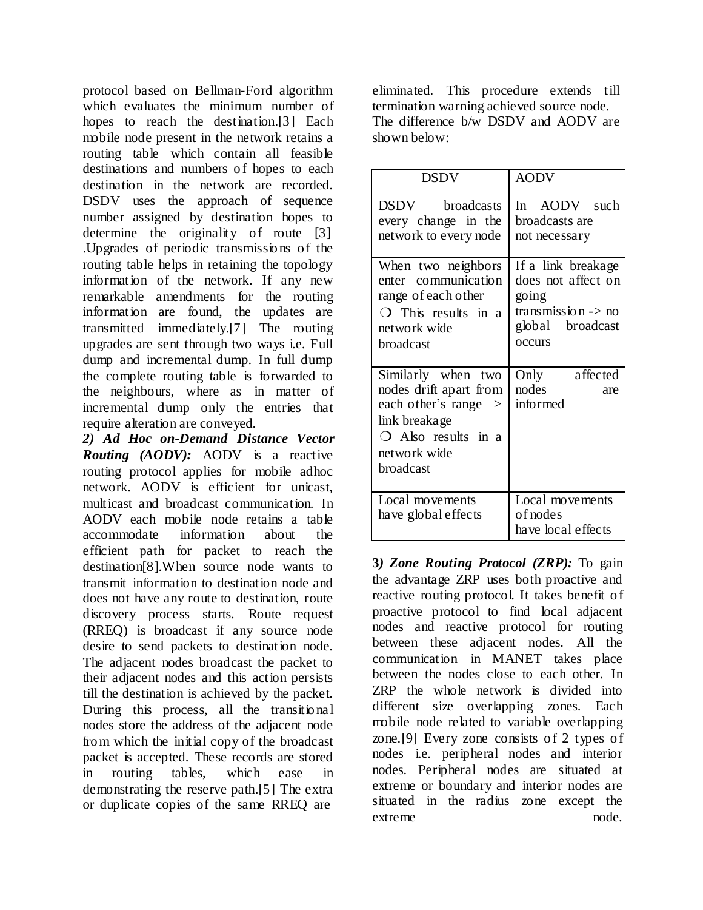protocol based on Bellman-Ford algorithm which evaluates the minimum number of hopes to reach the destination.[3] Each mobile node present in the network retains a routing table which contain all feasible destinations and numbers of hopes to each destination in the network are recorded. DSDV uses the approach of sequence number assigned by destination hopes to determine the originality of route [3] .Upgrades of periodic transmissions of the routing table helps in retaining the topology information of the network. If any new remarkable amendments for the routing information are found, the updates are transmitted immediately.[7] The routing upgrades are sent through two ways i.e. Full dump and incremental dump. In full dump the complete routing table is forwarded to the neighbours, where as in matter of incremental dump only the entries that require alteration are conveyed.

***2) Ad Hoc on-Demand Distance Vector Routing (AODV):*** AODV is a reactive routing protocol applies for mobile adhoc network. AODV is efficient for unicast, multicast and broadcast communication. In AODV each mobile node retains a table accommodate information about the efficient path for packet to reach the destination[8].When source node wants to transmit information to destination node and does not have any route to destination, route discovery process starts. Route request (RREQ) is broadcast if any source node desire to send packets to destination node. The adjacent nodes broadcast the packet to their adjacent nodes and this action persists till the destination is achieved by the packet. During this process, all the transitional nodes store the address of the adjacent node from which the initial copy of the broadcast packet is accepted. These records are stored in routing tables, which ease in demonstrating the reserve path.[5] The extra or duplicate copies of the same RREQ are eliminated. This procedure extends till termination warning achieved source node. The difference b/w DSDV and AODV are shown below:

| DSDV | AODV |
|---|---|
| DSDV broadcasts every change in the network to every node | In AODV such broadcasts are not necessary |
| When two neighbors enter communication range of each other ❍ This results in a network wide broadcast | If a link breakage does not affect on going transmission -> no global broadcast occurs |
| Similarly when two nodes drift apart from each other's range –> link breakage ❍ Also results in a network wide broadcast | Only affected nodes are informed |
| Local movements have global effects | Local movements of nodes have local effects |

***3) Zone Routing Protocol (ZRP):*** To gain the advantage ZRP uses both proactive and reactive routing protocol. It takes benefit of proactive protocol to find local adjacent nodes and reactive protocol for routing between these adjacent nodes. All the communication in MANET takes place between the nodes close to each other. In ZRP the whole network is divided into different size overlapping zones. Each mobile node related to variable overlapping zone.[9] Every zone consists of 2 types of nodes i.e. peripheral nodes and interior nodes. Peripheral nodes are situated at extreme or boundary and interior nodes are situated in the radius zone except the extreme node.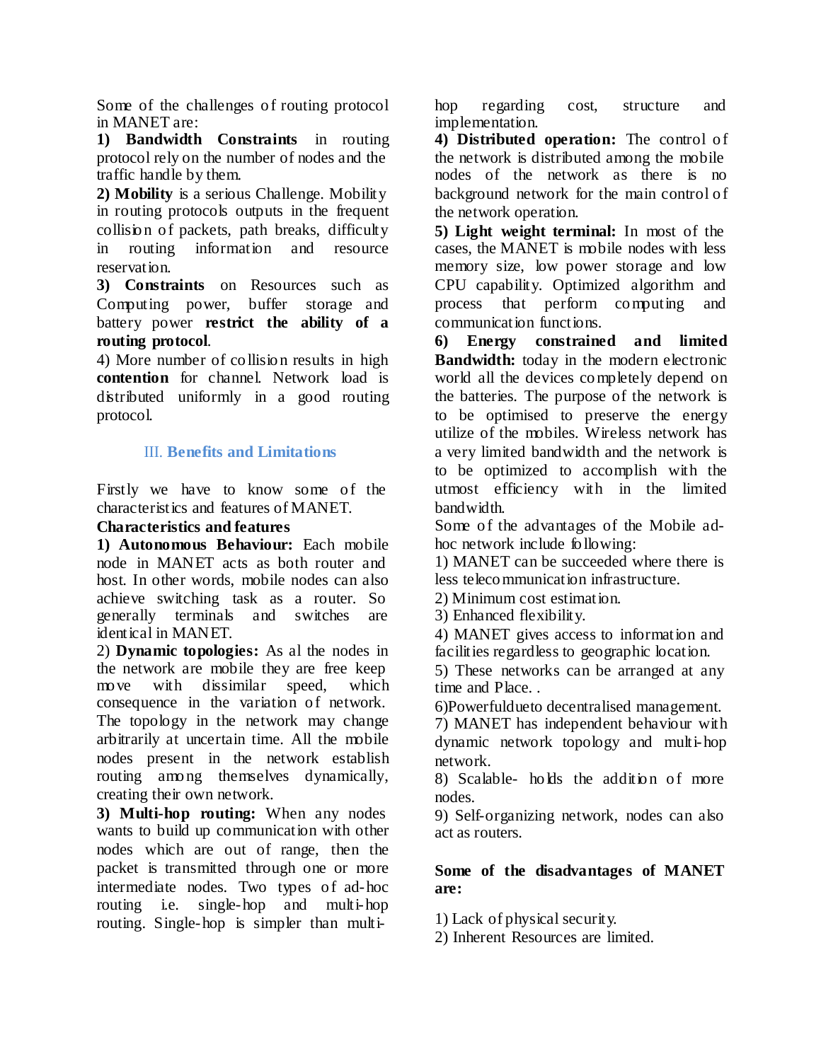Some of the challenges of routing protocol in MANET are:

**1) Bandwidth Constraints** in routing protocol rely on the number of nodes and the traffic handle by them.

**2) Mobility** is a serious Challenge. Mobility in routing protocols outputs in the frequent collision of packets, path breaks, difficulty in routing information and resource reservation.

**3) Constraints** on Resources such as Computing power, buffer storage and battery power **restrict the ability of a routing protocol**.

4) More number of collision results in high **contention** for channel. Network load is distributed uniformly in a good routing protocol.

## III. Benefits and Limitations

Firstly we have to know some of the characteristics and features of MANET.

**Characteristics and features**

**1) Autonomous Behaviour:** Each mobile node in MANET acts as both router and host. In other words, mobile nodes can also achieve switching task as a router. So generally terminals and switches are identical in MANET.

2) **Dynamic topologies:** As al the nodes in the network are mobile they are free keep move with dissimilar speed, which consequence in the variation of network. The topology in the network may change arbitrarily at uncertain time. All the mobile nodes present in the network establish routing among themselves dynamically, creating their own network.

**3) Multi-hop routing:** When any nodes wants to build up communication with other nodes which are out of range, then the packet is transmitted through one or more intermediate nodes. Two types of ad-hoc routing i.e. single-hop and multi-hop routing. Single-hop is simpler than multi-hop regarding cost, structure and implementation.

**4) Distributed operation:** The control of the network is distributed among the mobile nodes of the network as there is no background network for the main control of the network operation.

**5) Light weight terminal:** In most of the cases, the MANET is mobile nodes with less memory size, low power storage and low CPU capability. Optimized algorithm and process that perform computing and communication functions.

**6) Energy constrained and limited Bandwidth:** today in the modern electronic world all the devices completely depend on the batteries. The purpose of the network is to be optimised to preserve the energy utilize of the mobiles. Wireless network has a very limited bandwidth and the network is to be optimized to accomplish with the utmost efficiency with in the limited bandwidth.

Some of the advantages of the Mobile ad-hoc network include following:

1) MANET can be succeeded where there is less telecommunication infrastructure.

2) Minimum cost estimation.

3) Enhanced flexibility.

4) MANET gives access to information and facilities regardless to geographic location.

5) These networks can be arranged at any time and Place. .

6)Powerfuldueto decentralised management.

7) MANET has independent behaviour with dynamic network topology and multi-hop network.

8) Scalable- holds the addition of more nodes.

9) Self-organizing network, nodes can also act as routers.

**Some of the disadvantages of MANET are:**

1) Lack of physical security.

2) Inherent Resources are limited.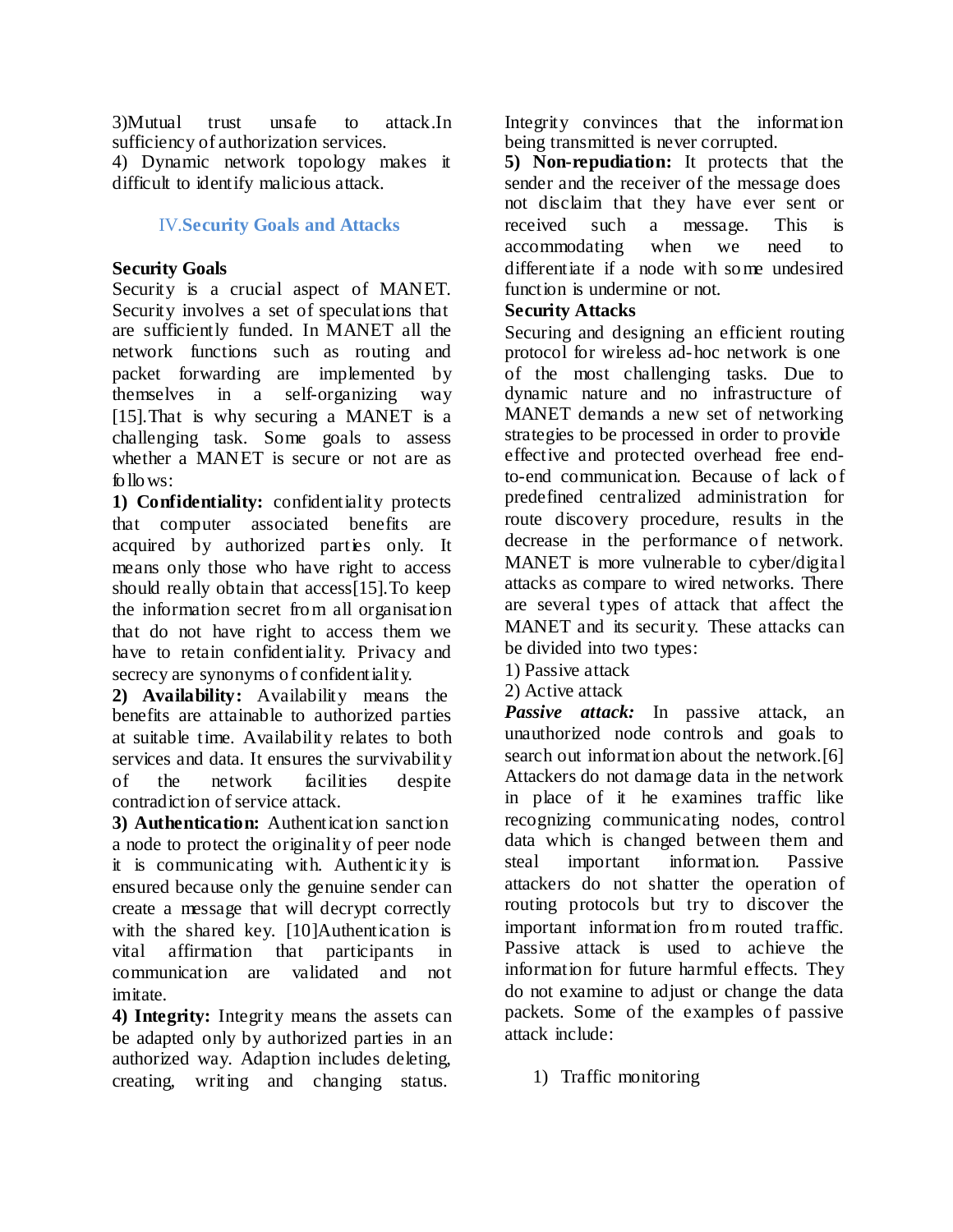3)Mutual trust unsafe to attack.In sufficiency of authorization services.
4) Dynamic network topology makes it difficult to identify malicious attack.

## IV.Security Goals and Attacks

### Security Goals

Security is a crucial aspect of MANET. Security involves a set of speculations that are sufficiently funded. In MANET all the network functions such as routing and packet forwarding are implemented by themselves in a self-organizing way [15].That is why securing a MANET is a challenging task. Some goals to assess whether a MANET is secure or not are as follows:

**1) Confidentiality:** confidentiality protects that computer associated benefits are acquired by authorized parties only. It means only those who have right to access should really obtain that access[15].To keep the information secret from all organisation that do not have right to access them we have to retain confidentiality. Privacy and secrecy are synonyms of confidentiality.

**2) Availability:** Availability means the benefits are attainable to authorized parties at suitable time. Availability relates to both services and data. It ensures the survivability of the network facilities despite contradiction of service attack.

**3) Authentication:** Authentication sanction a node to protect the originality of peer node it is communicating with. Authenticity is ensured because only the genuine sender can create a message that will decrypt correctly with the shared key. [10]Authentication is vital affirmation that participants in communication are validated and not imitate.

**4) Integrity:** Integrity means the assets can be adapted only by authorized parties in an authorized way. Adaption includes deleting, creating, writing and changing status. Integrity convinces that the information being transmitted is never corrupted.

**5) Non-repudiation:** It protects that the sender and the receiver of the message does not disclaim that they have ever sent or received such a message. This is accommodating when we need to differentiate if a node with some undesired function is undermine or not.

### Security Attacks

Securing and designing an efficient routing protocol for wireless ad-hoc network is one of the most challenging tasks. Due to dynamic nature and no infrastructure of MANET demands a new set of networking strategies to be processed in order to provide effective and protected overhead free end-to-end communication. Because of lack of predefined centralized administration for route discovery procedure, results in the decrease in the performance of network. MANET is more vulnerable to cyber/digital attacks as compare to wired networks. There are several types of attack that affect the MANET and its security. These attacks can be divided into two types:

1) Passive attack
2) Active attack

***Passive attack:*** In passive attack, an unauthorized node controls and goals to search out information about the network.[6] Attackers do not damage data in the network in place of it he examines traffic like recognizing communicating nodes, control data which is changed between them and steal important information. Passive attackers do not shatter the operation of routing protocols but try to discover the important information from routed traffic. Passive attack is used to achieve the information for future harmful effects. They do not examine to adjust or change the data packets. Some of the examples of passive attack include:

1) Traffic monitoring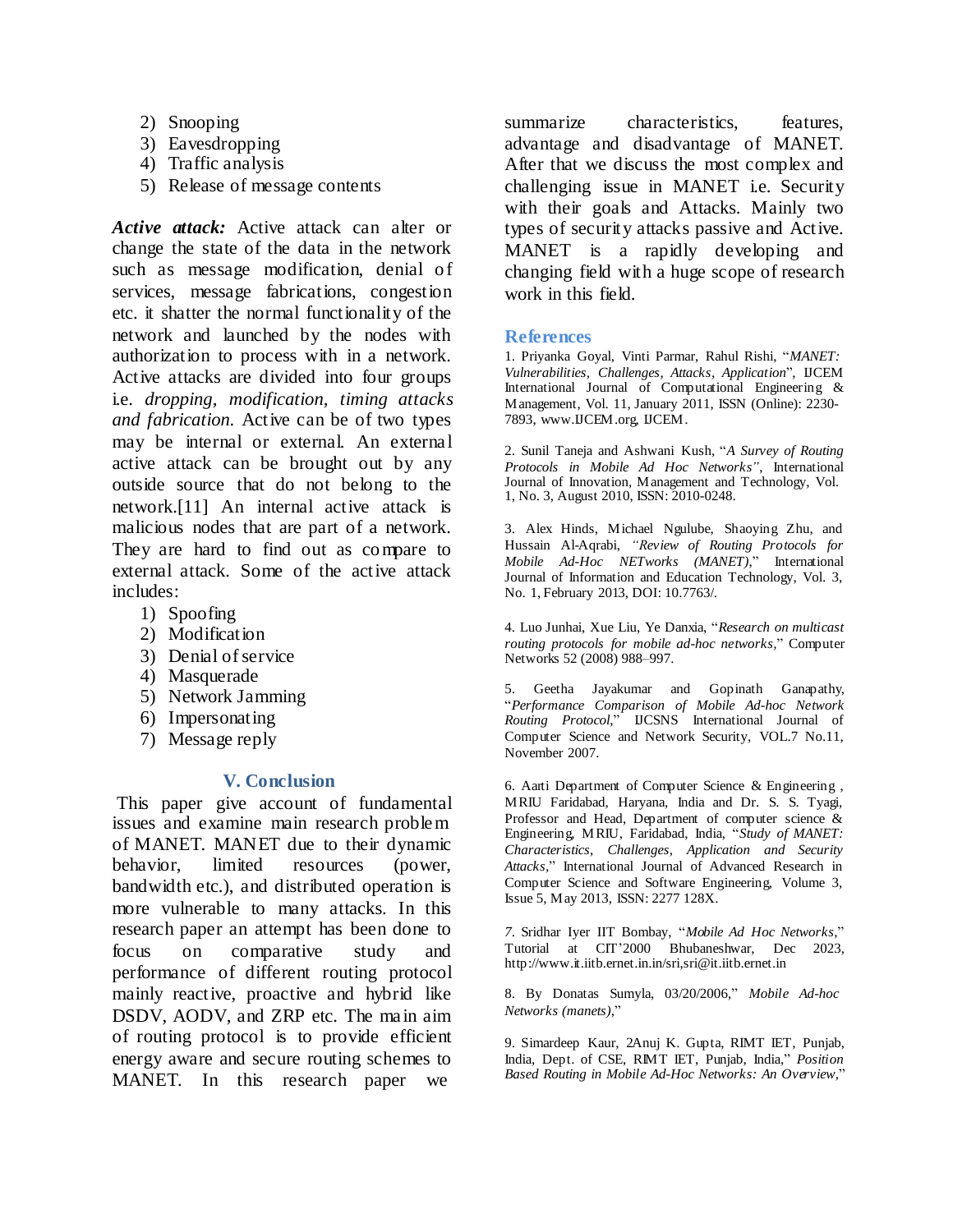2) Snooping
3) Eavesdropping
4) Traffic analysis
5) Release of message contents

***Active attack:*** Active attack can alter or change the state of the data in the network such as message modification, denial of services, message fabrications, congestion etc. it shatter the normal functionality of the network and launched by the nodes with authorization to process with in a network. Active attacks are divided into four groups i.e. *dropping, modification, timing attacks and fabrication.* Active can be of two types may be internal or external. An external active attack can be brought out by any outside source that do not belong to the network.[11] An internal active attack is malicious nodes that are part of a network. They are hard to find out as compare to external attack. Some of the active attack includes:

1) Spoofing
2) Modification
3) Denial of service
4) Masquerade
5) Network Jamming
6) Impersonating
7) Message reply

## V. Conclusion

This paper give account of fundamental issues and examine main research problem of MANET. MANET due to their dynamic behavior, limited resources (power, bandwidth etc.), and distributed operation is more vulnerable to many attacks. In this research paper an attempt has been done to focus on comparative study and performance of different routing protocol mainly reactive, proactive and hybrid like DSDV, AODV, and ZRP etc. The main aim of routing protocol is to provide efficient energy aware and secure routing schemes to MANET. In this research paper we summarize characteristics, features, advantage and disadvantage of MANET. After that we discuss the most complex and challenging issue in MANET i.e. Security with their goals and Attacks. Mainly two types of security attacks passive and Active. MANET is a rapidly developing and changing field with a huge scope of research work in this field.

## References

1. Priyanka Goyal, Vinti Parmar, Rahul Rishi, "*MANET: Vulnerabilities, Challenges, Attacks, Application*", IJCEM International Journal of Computational Engineering & Management, Vol. 11, January 2011, ISSN (Online): 2230-7893, www.IJCEM.org, IJCEM.

2. Sunil Taneja and Ashwani Kush, "*A Survey of Routing Protocols in Mobile Ad Hoc Networks*", International Journal of Innovation, Management and Technology, Vol. 1, No. 3, August 2010, ISSN: 2010-0248.

3. Alex Hinds, Michael Ngulube, Shaoying Zhu, and Hussain Al-Aqrabi, *"Review of Routing Protocols for Mobile Ad-Hoc NETworks (MANET),"* International Journal of Information and Education Technology, Vol. 3, No. 1, February 2013, DOI: 10.7763/.

4. Luo Junhai, Xue Liu, Ye Danxia, "*Research on multicast routing protocols for mobile ad-hoc networks*," Computer Networks 52 (2008) 988–997.

5. Geetha Jayakumar and Gopinath Ganapathy, "*Performance Comparison of Mobile Ad-hoc Network Routing Protocol*," IJCSNS International Journal of Computer Science and Network Security, VOL.7 No.11, November 2007.

6. Aarti Department of Computer Science & Engineering , MRIU Faridabad, Haryana, India and Dr. S. S. Tyagi, Professor and Head, Department of computer science & Engineering, MRIU, Faridabad, India, "*Study of MANET: Characteristics, Challenges, Application and Security Attacks*," International Journal of Advanced Research in Computer Science and Software Engineering, Volume 3, Issue 5, May 2013, ISSN: 2277 128X.

7. Sridhar Iyer IIT Bombay, "*Mobile Ad Hoc Networks*," Tutorial at CIT'2000 Bhubaneshwar, Dec 2023, http://www.it.iitb.ernet.in.in/sri,sri@it.iitb.ernet.in

8. By Donatas Sumyla, 03/20/2006," *Mobile Ad-hoc Networks (manets)*,"

9. Simardeep Kaur, 2Anuj K. Gupta, RIMT IET, Punjab, India, Dept. of CSE, RIMT IET, Punjab, India," *Position Based Routing in Mobile Ad-Hoc Networks: An Overview*,"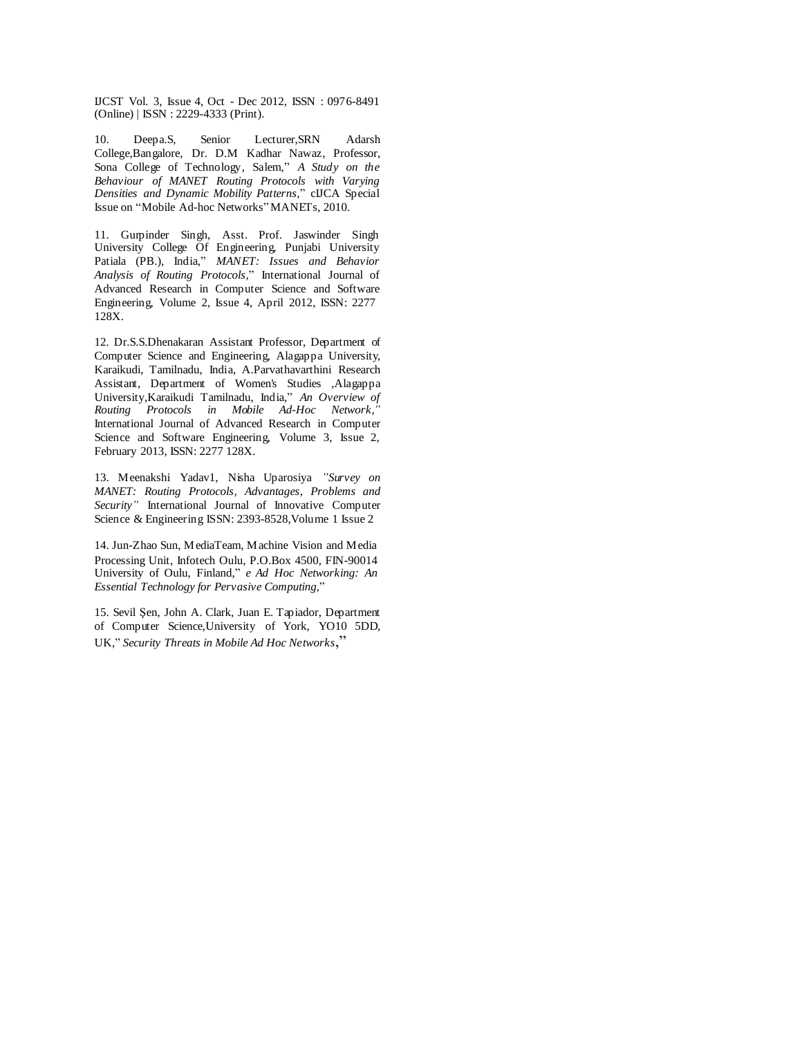IJCST Vol. 3, Issue 4, Oct - Dec 2012, ISSN : 0976-8491 (Online) | ISSN : 2229-4333 (Print).

10. Deepa.S, Senior Lecturer,SRN Adarsh College,Bangalore, Dr. D.M Kadhar Nawaz, Professor, Sona College of Technology, Salem," *A Study on the Behaviour of MANET Routing Protocols with Varying Densities and Dynamic Mobility Patterns*," cIJCA Special Issue on "Mobile Ad-hoc Networks" MANETs, 2010.

11. Gurpinder Singh, Asst. Prof. Jaswinder Singh University College Of Engineering, Punjabi University Patiala (PB.), India," *MANET: Issues and Behavior Analysis of Routing Protocols*," International Journal of Advanced Research in Computer Science and Software Engineering, Volume 2, Issue 4, April 2012, ISSN: 2277 128X.

12. Dr.S.S.Dhenakaran Assistant Professor, Department of Computer Science and Engineering, Alagappa University, Karaikudi, Tamilnadu, India, A.Parvathavarthini Research Assistant, Department of Women's Studies ,Alagappa University,Karaikudi Tamilnadu, India," *An Overview of Routing Protocols in Mobile Ad-Hoc Network,"* International Journal of Advanced Research in Computer Science and Software Engineering, Volume 3, Issue 2, February 2013, ISSN: 2277 128X.

13. Meenakshi Yadav1, Nisha Uparosiya *"Survey on MANET: Routing Protocols, Advantages, Problems and Security"* International Journal of Innovative Computer Science & Engineering ISSN: 2393-8528,Volume 1 Issue 2

14. Jun-Zhao Sun, MediaTeam, Machine Vision and Media Processing Unit, Infotech Oulu, P.O.Box 4500, FIN-90014 University of Oulu, Finland," *e Ad Hoc Networking: An Essential Technology for Pervasive Computing*,"

15. Sevil Şen, John A. Clark, Juan E. Tapiador, Department of Computer Science,University of York, YO10 5DD, UK," *Security Threats in Mobile Ad Hoc Networks*,"